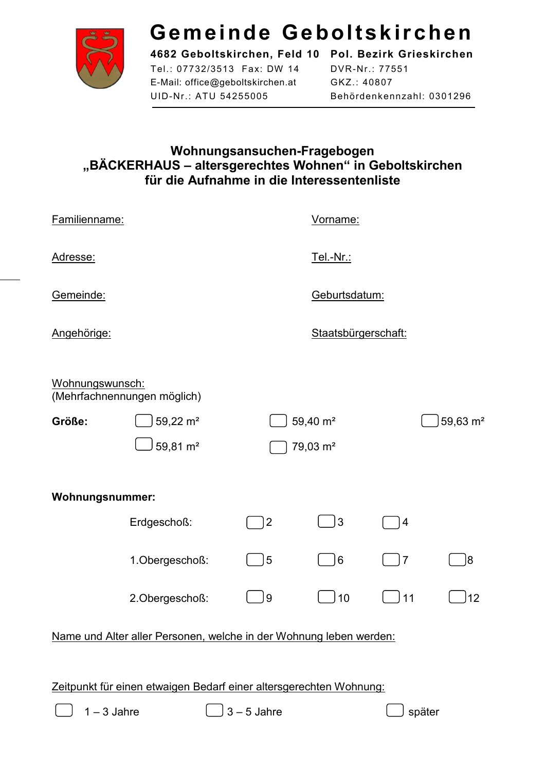# Gemeinde Geboltskirchen

**4682 Geboltskirchen, Feld 10** **Pol. Bezirk Grieskirchen**
Tel.: 07732/3513 Fax: DW 14
E-Mail: office@geboltskirchen.at
UID-Nr.: ATU 54255005
DVR-Nr.: 77551
GKZ.: 40807
Behördenkennzahl: 0301296

## Wohnungsansuchen-Fragebogen „BÄCKERHAUS – altersgerechtes Wohnen“ in Geboltskirchen für die Aufnahme in die Interessentenliste

Familienname: Vorname:

Adresse: Tel.-Nr.:

Gemeinde: Geburtsdatum:

Angehörige: Staatsbürgerschaft:

Wohnungswunsch:
(Mehrfachnennungen möglich)

**Größe:**

- ☐ 59,22 m²
- ☐ 59,40 m²
- ☐ 59,63 m²
- ☐ 59,81 m²
- ☐ 79,03 m²

**Wohnungsnummer:**

| | | | | |
|---|---|---|---|---|
| Erdgeschoß: | ☐ 2 | ☐ 3 | ☐ 4 | |
| 1.Obergeschoß: | ☐ 5 | ☐ 6 | ☐ 7 | ☐ 8 |
| 2.Obergeschoß: | ☐ 9 | ☐ 10 | ☐ 11 | ☐ 12 |

Name und Alter aller Personen, welche in der Wohnung leben werden:

Zeitpunkt für einen etwaigen Bedarf einer altersgerechten Wohnung:

☐ 1 – 3 Jahre ☐ 3 – 5 Jahre ☐ später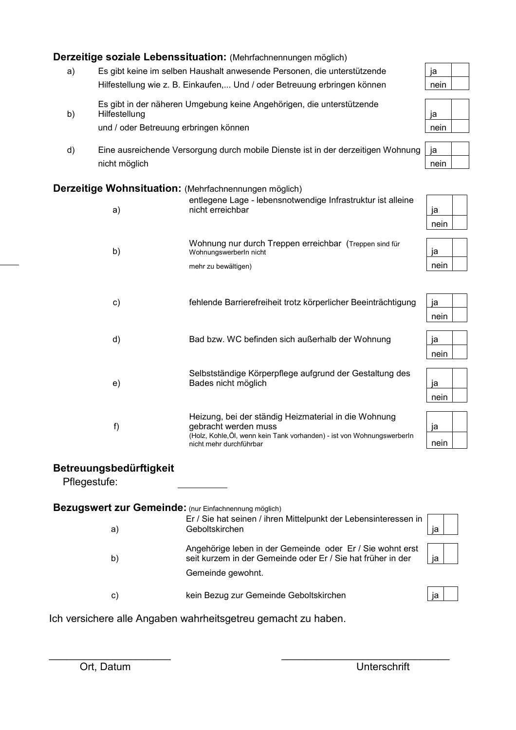**Derzeitige soziale Lebenssituation:** (Mehrfachnennungen möglich)

| | | | |
|---|---|---|---|
| a) | Es gibt keine im selben Haushalt anwesende Personen, die unterstützende Hilfestellung wie z. B. Einkaufen,... Und / oder Betreuung erbringen können | ja | |
| | | nein | |
| b) | Es gibt in der näheren Umgebung keine Angehörigen, die unterstützende Hilfestellung und / oder Betreuung erbringen können | ja | |
| | | nein | |
| d) | Eine ausreichende Versorgung durch mobile Dienste ist in der derzeitigen Wohnung nicht möglich | ja | |
| | | nein | |

**Derzeitige Wohnsituation:** (Mehrfachnennungen möglich)

| | | | |
|---|---|---|---|
| a) | entlegene Lage - lebensnotwendige Infrastruktur ist alleine nicht erreichbar | ja | |
| | | nein | |
| b) | Wohnung nur durch Treppen erreichbar (Treppen sind für WohnungswerberIn nicht mehr zu bewältigen) | ja | |
| | | nein | |
| c) | fehlende Barrierefreiheit trotz körperlicher Beeinträchtigung | ja | |
| | | nein | |
| d) | Bad bzw. WC befinden sich außerhalb der Wohnung | ja | |
| | | nein | |
| e) | Selbstständige Körperpflege aufgrund der Gestaltung des Bades nicht möglich | ja | |
| | | nein | |
| f) | Heizung, bei der ständig Heizmaterial in die Wohnung gebracht werden muss (Holz, Kohle,Öl, wenn kein Tank vorhanden) - ist von WohnungswerberIn nicht mehr durchführbar | ja | |
| | | nein | |

**Betreuungsbedürftigkeit**

Pflegestufe: __________

**Bezugswert zur Gemeinde:** (nur Einfachnennung möglich)

| | | | |
|---|---|---|---|
| a) | Er / Sie hat seinen / ihren Mittelpunkt der Lebensinteressen in Geboltskirchen | ja | |
| b) | Angehörige leben in der Gemeinde oder Er / Sie wohnt erst seit kurzem in der Gemeinde oder Er / Sie hat früher in der Gemeinde gewohnt. | ja | |
| c) | kein Bezug zur Gemeinde Geboltskirchen | ja | |

Ich versichere alle Angaben wahrheitsgetreu gemacht zu haben.

______________________ ______________________________

Ort, Datum Unterschrift